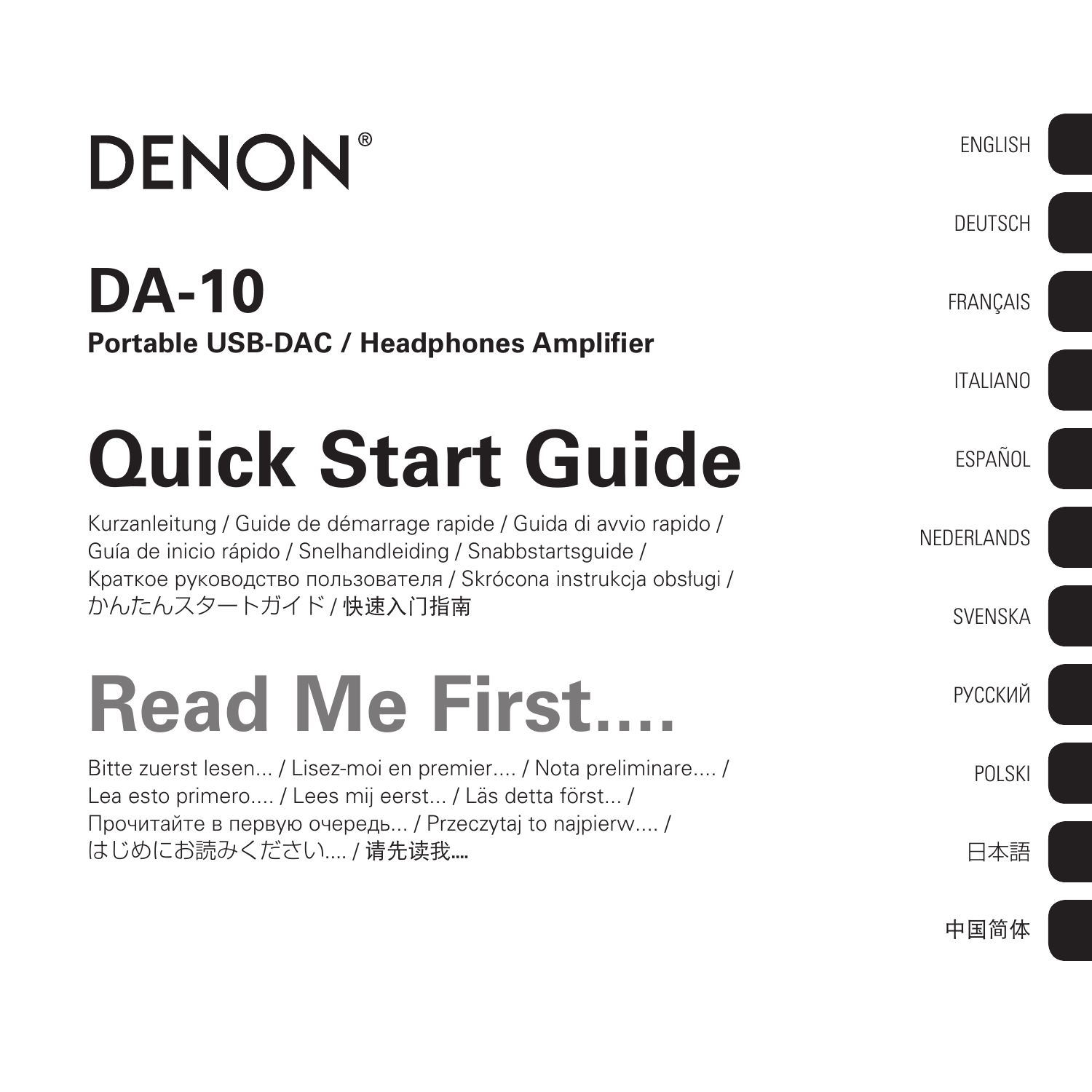# DENON®

## DA-10

**Portable USB-DAC / Headphones Amplifier**

# Quick Start Guide

Kurzanleitung / Guide de démarrage rapide / Guida di avvio rapido / Guía de inicio rápido / Snelhandleiding / Snabbstartsguide / Краткое руководство пользователя / Skrócona instrukcja obsługi / かんたんスタートガイド / 快速入门指南

# Read Me First....

Bitte zuerst lesen... / Lisez-moi en premier.... / Nota preliminare.... / Lea esto primero.... / Lees mij eerst... / Läs detta först... / Прочитайте в первую очередь... / Przeczytaj to najpierw.... / はじめにお読みください.... / 请先读我....

ENGLISH

DEUTSCH

FRANÇAIS

ITALIANO

ESPAÑOL

NEDERLANDS

SVENSKA

РУССКИЙ

POLSKI

日本語

中国简体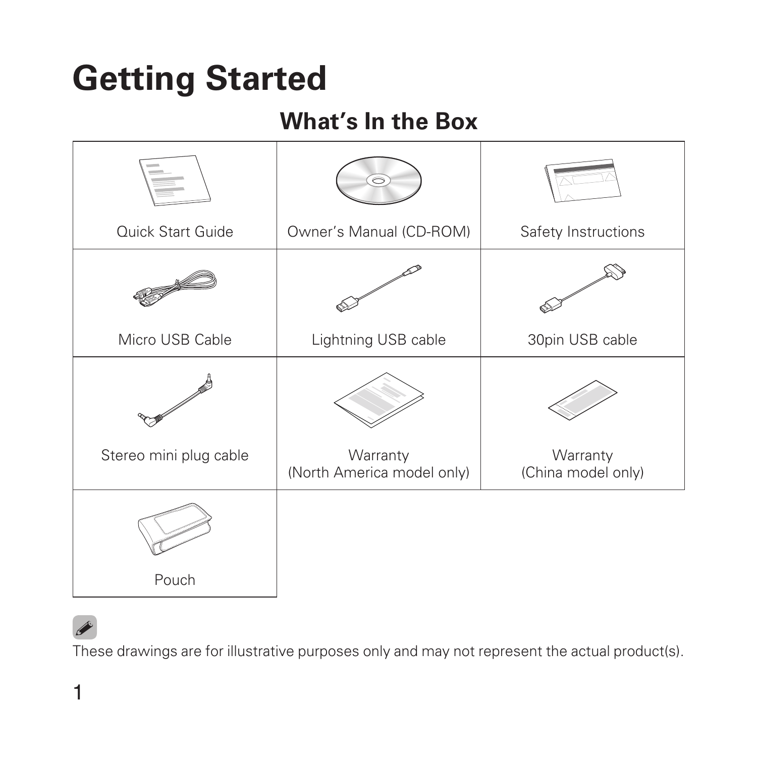# Getting Started

## What's In the Box

| | | |
|---|---|---|
| Quick Start Guide | Owner's Manual (CD-ROM) | Safety Instructions |
| Micro USB Cable | Lightning USB cable | 30pin USB cable |
| Stereo mini plug cable | Warranty (North America model only) | Warranty (China model only) |
| Pouch | | |

These drawings are for illustrative purposes only and may not represent the actual product(s).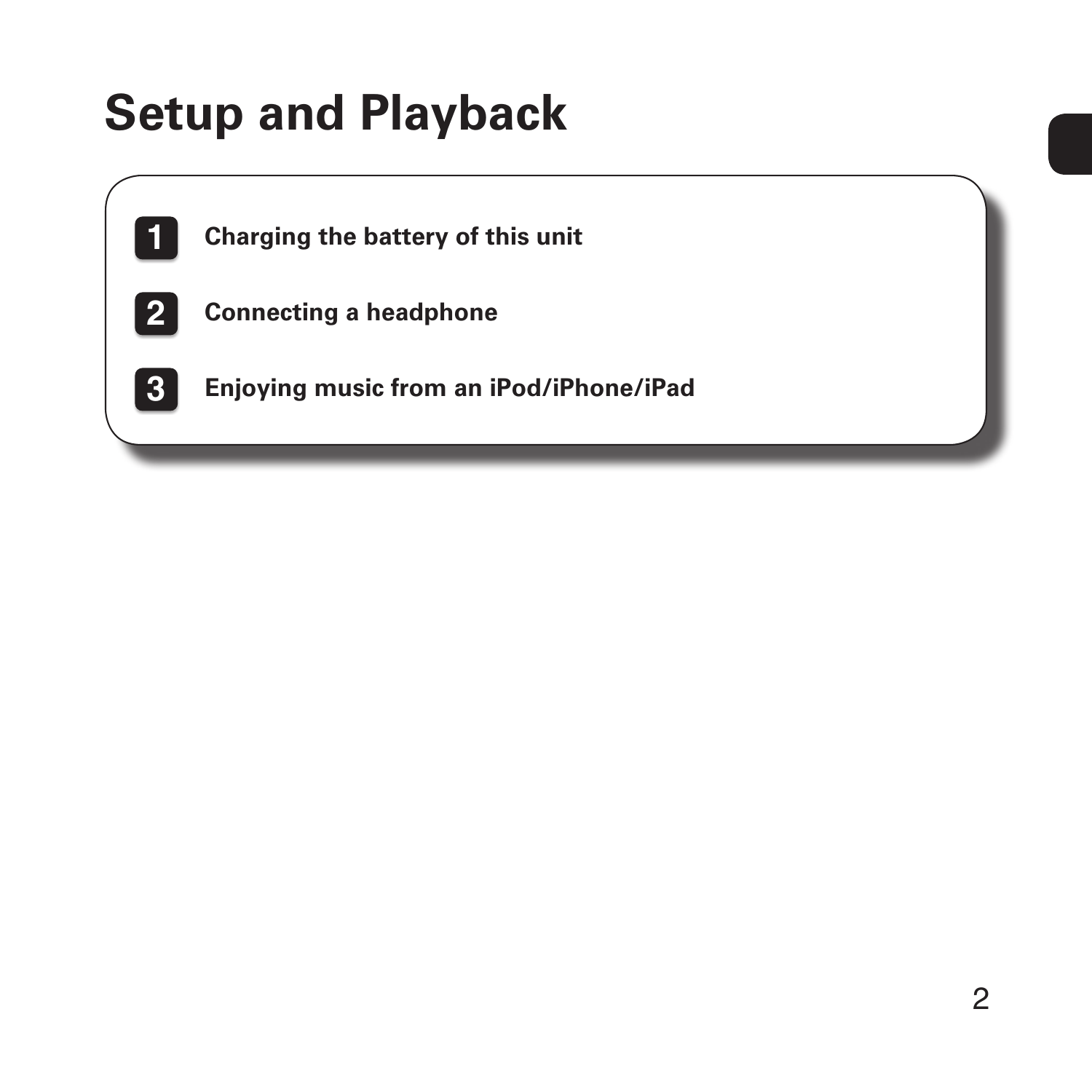# Setup and Playback

1. **Charging the battery of this unit**
2. **Connecting a headphone**
3. **Enjoying music from an iPod/iPhone/iPad**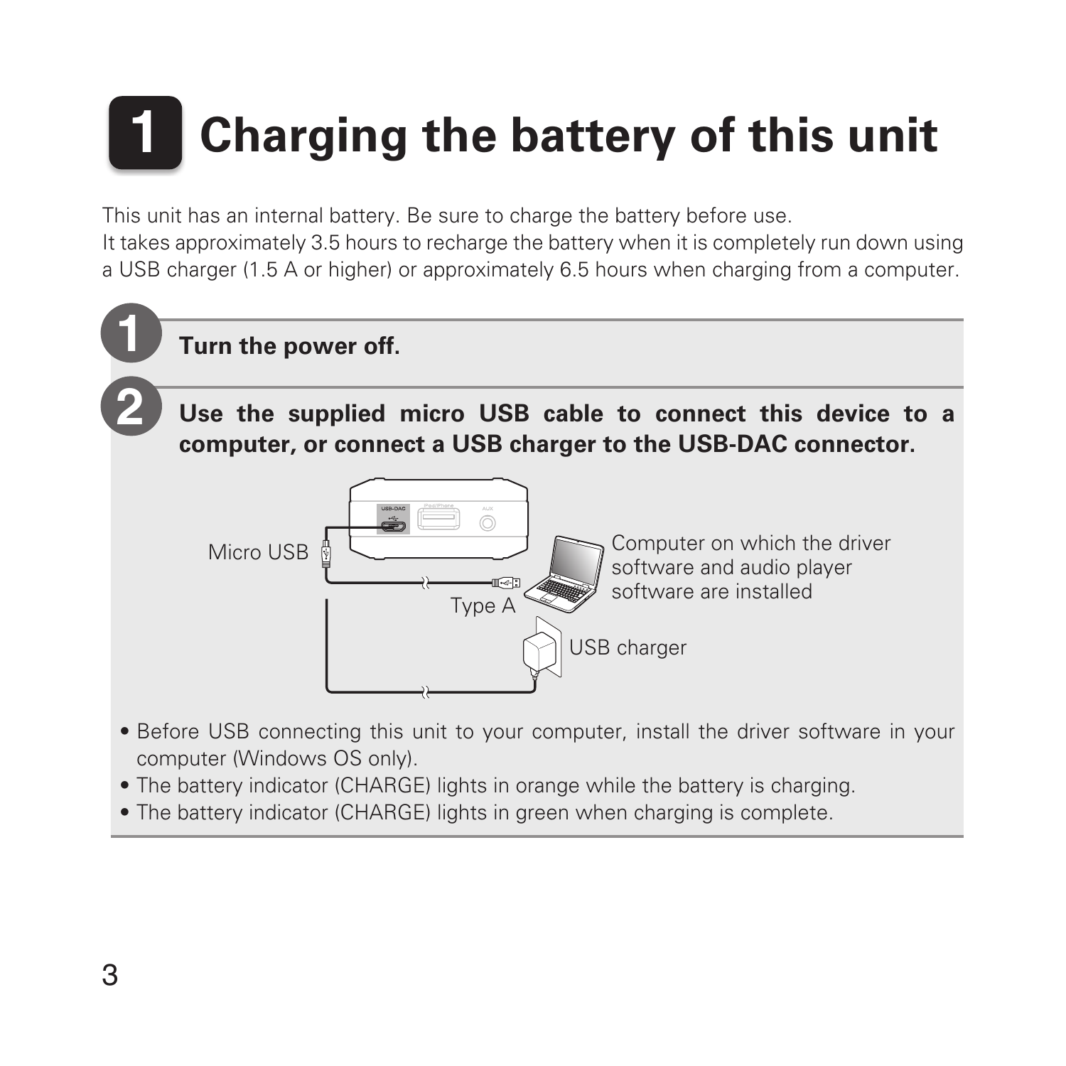# 1 Charging the battery of this unit

This unit has an internal battery. Be sure to charge the battery before use.
It takes approximately 3.5 hours to recharge the battery when it is completely run down using a USB charger (1.5 A or higher) or approximately 6.5 hours when charging from a computer.

**1** **Turn the power off.**

**2** **Use the supplied micro USB cable to connect this device to a computer, or connect a USB charger to the USB-DAC connector.**

Micro USB

Type A

Computer on which the driver software and audio player software are installed

USB charger

- Before USB connecting this unit to your computer, install the driver software in your computer (Windows OS only).
- The battery indicator (CHARGE) lights in orange while the battery is charging.
- The battery indicator (CHARGE) lights in green when charging is complete.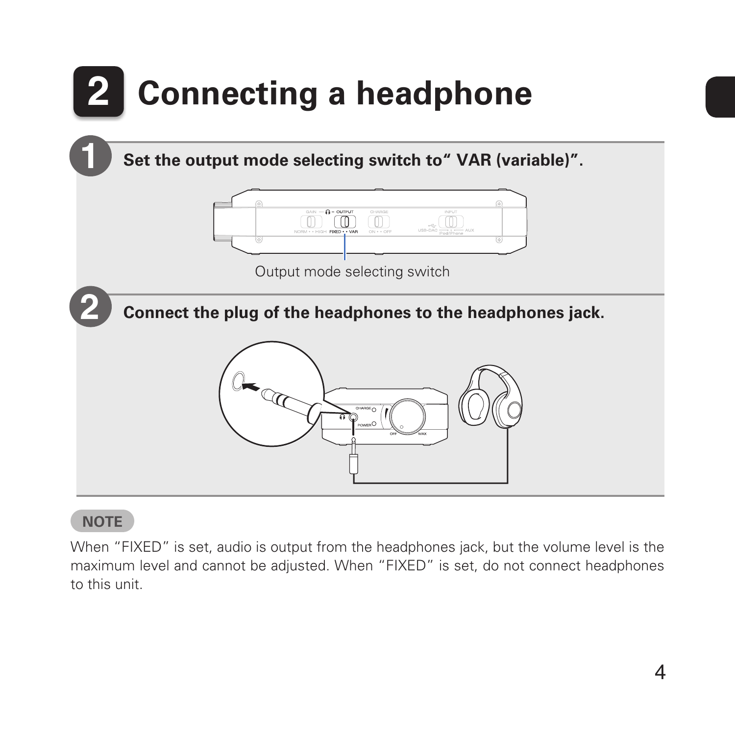# 2 Connecting a headphone

**1** **Set the output mode selecting switch to“ VAR (variable)”.**

Output mode selecting switch

**2** **Connect the plug of the headphones to the headphones jack.**

**NOTE**

When “FIXED” is set, audio is output from the headphones jack, but the volume level is the maximum level and cannot be adjusted. When “FIXED” is set, do not connect headphones to this unit.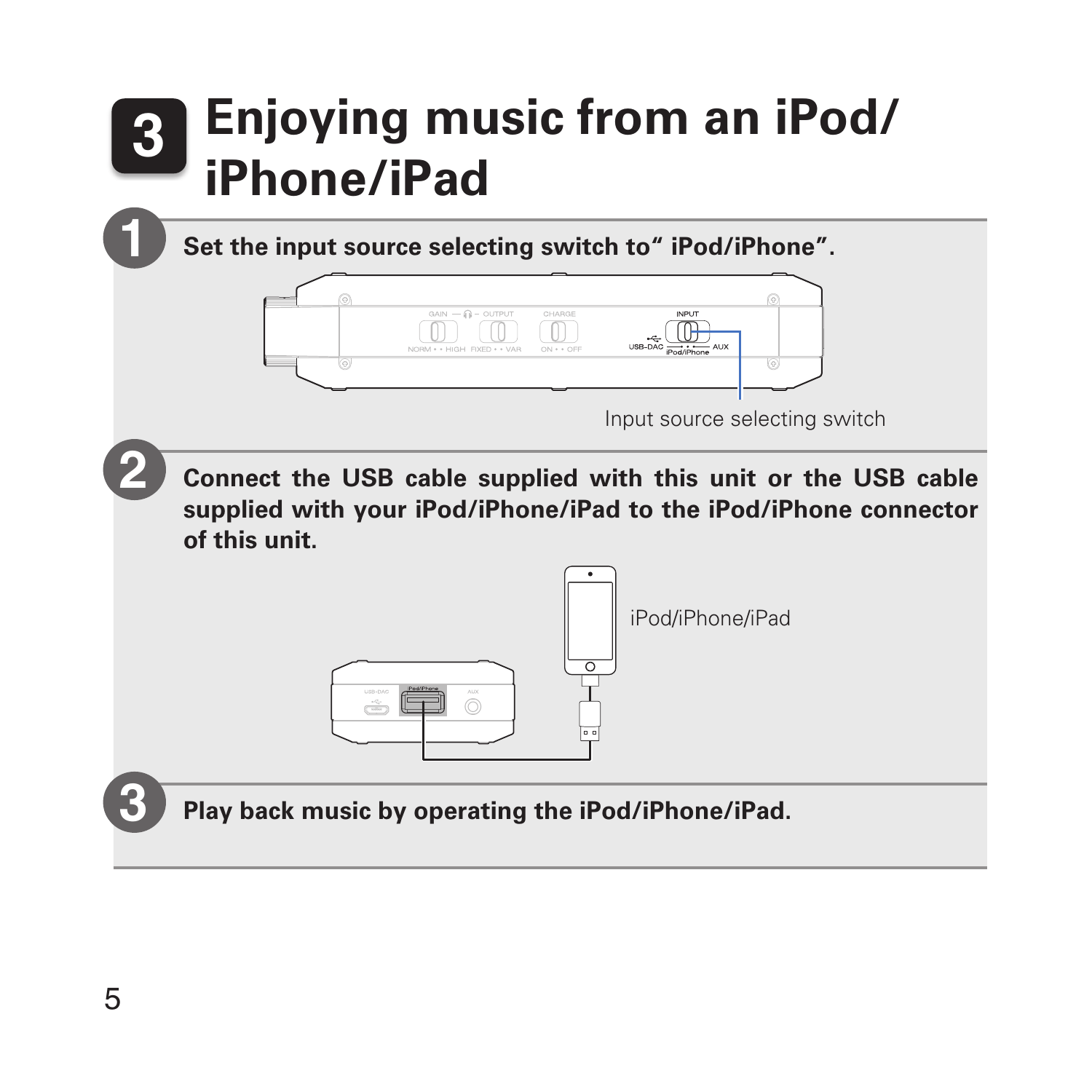# 3 Enjoying music from an iPod/iPhone/iPad

**1** **Set the input source selecting switch to" iPod/iPhone".**

Input source selecting switch

**2** **Connect the USB cable supplied with this unit or the USB cable supplied with your iPod/iPhone/iPad to the iPod/iPhone connector of this unit.**

iPod/iPhone/iPad

**3** **Play back music by operating the iPod/iPhone/iPad.**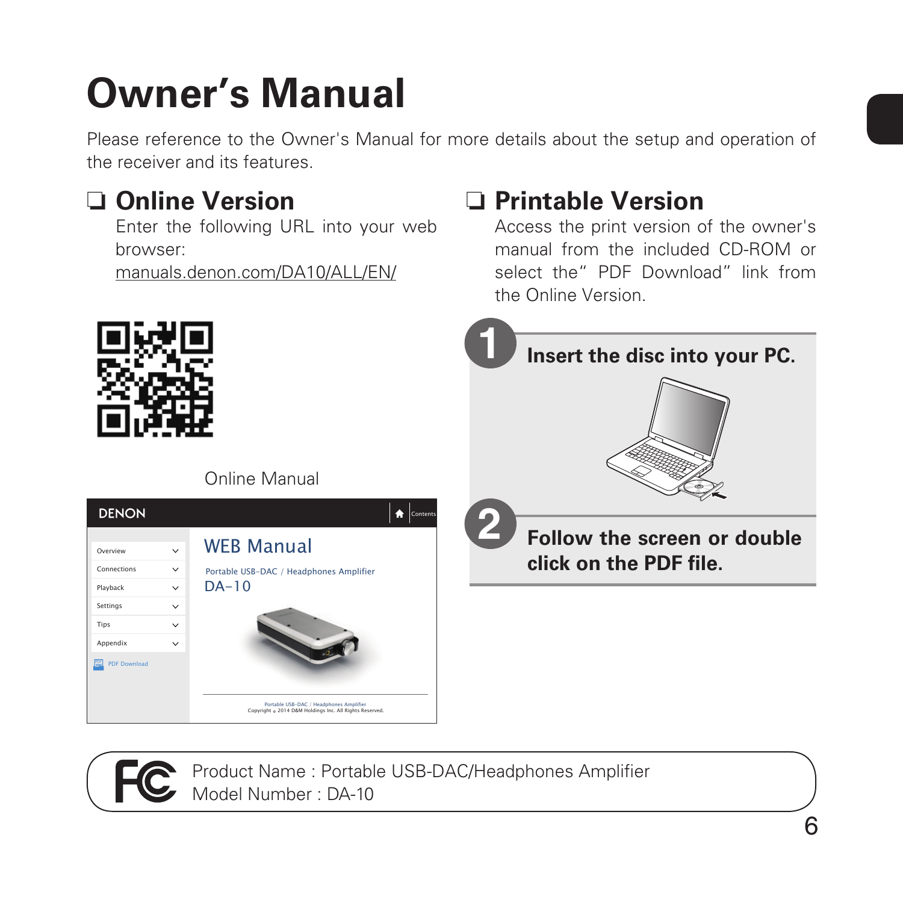# Owner's Manual

Please reference to the Owner's Manual for more details about the setup and operation of the receiver and its features.

## ❑ Online Version

Enter the following URL into your web browser:

manuals.denon.com/DA10/ALL/EN/

Online Manual

## ❑ Printable Version

Access the print version of the owner's manual from the included CD-ROM or select the" PDF Download" link from the Online Version.

**1** **Insert the disc into your PC.**

**2** **Follow the screen or double click on the PDF file.**

Product Name : Portable USB-DAC/Headphones Amplifier
Model Number : DA-10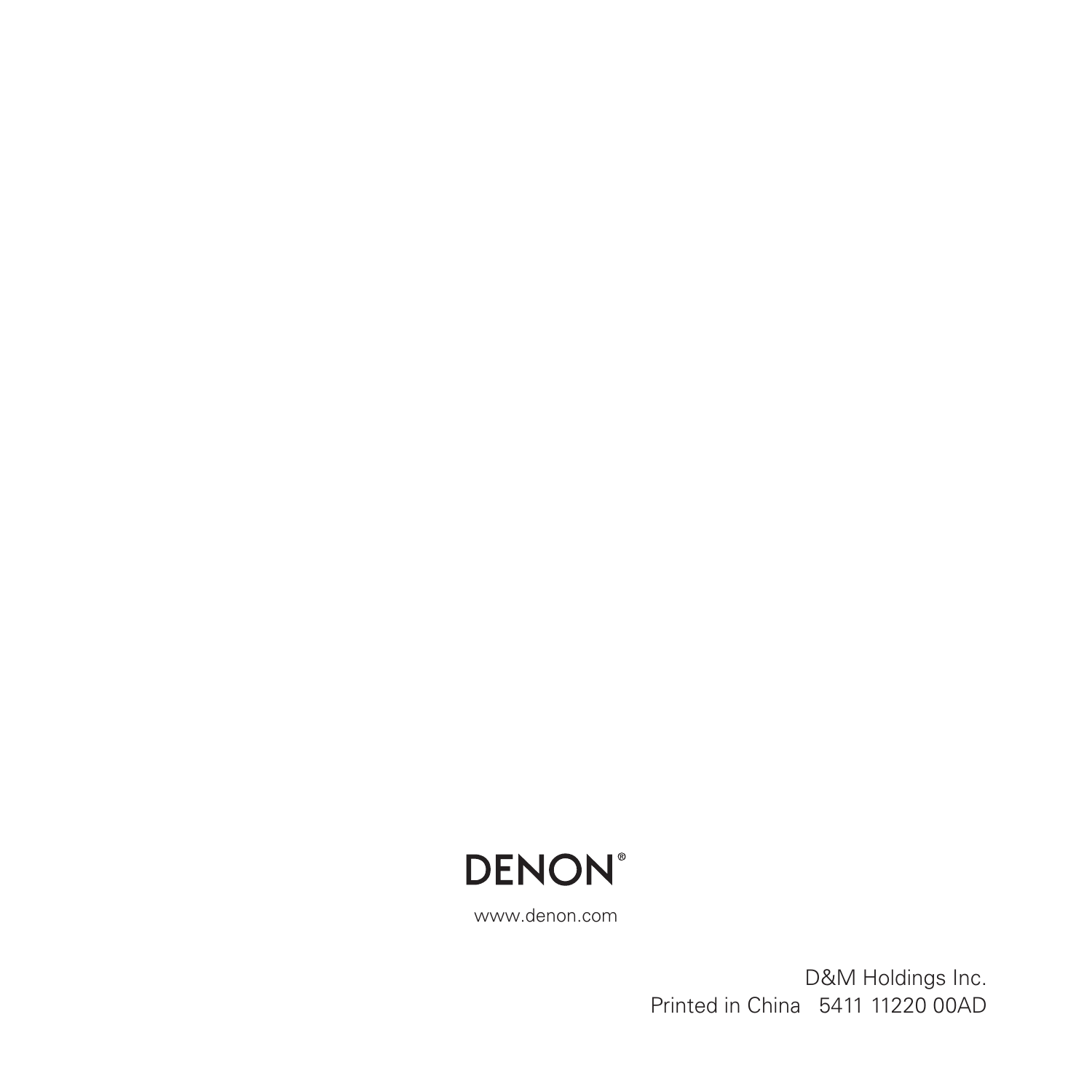DENON®

www.denon.com

D&M Holdings Inc.
Printed in China 5411 11220 00AD